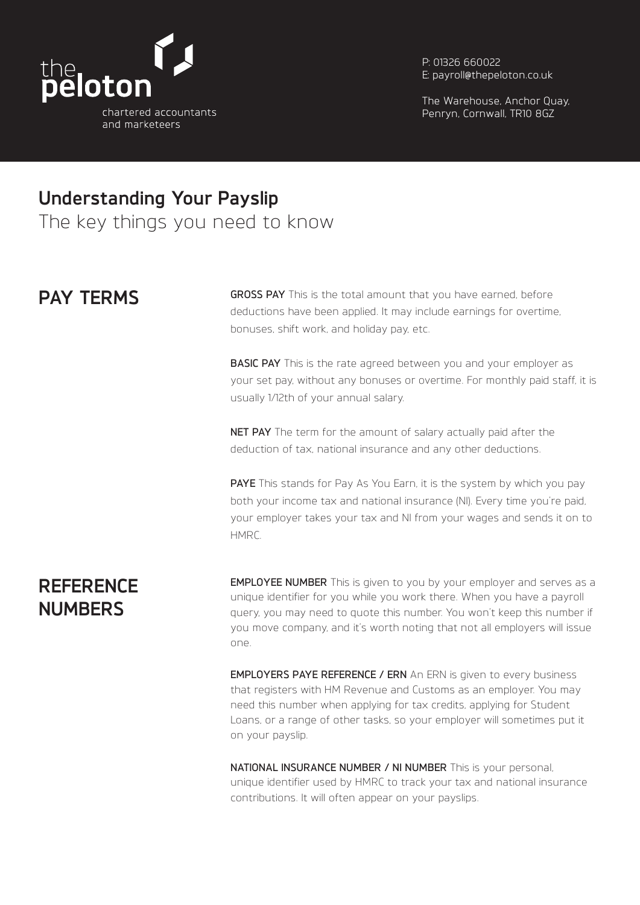the peloton
chartered accountants and marketeers

P: 01326 660022
E: payroll@thepeloton.co.uk

The Warehouse, Anchor Quay,
Penryn, Cornwall, TR10 8GZ

# Understanding Your Payslip

The key things you need to know

## PAY TERMS

**GROSS PAY** This is the total amount that you have earned, before deductions have been applied. It may include earnings for overtime, bonuses, shift work, and holiday pay, etc.

**BASIC PAY** This is the rate agreed between you and your employer as your set pay, without any bonuses or overtime. For monthly paid staff, it is usually 1/12th of your annual salary.

**NET PAY** The term for the amount of salary actually paid after the deduction of tax, national insurance and any other deductions.

**PAYE** This stands for Pay As You Earn, it is the system by which you pay both your income tax and national insurance (NI). Every time you're paid, your employer takes your tax and NI from your wages and sends it on to HMRC.

## REFERENCE NUMBERS

**EMPLOYEE NUMBER** This is given to you by your employer and serves as a unique identifier for you while you work there. When you have a payroll query, you may need to quote this number. You won't keep this number if you move company, and it's worth noting that not all employers will issue one.

**EMPLOYERS PAYE REFERENCE / ERN** An ERN is given to every business that registers with HM Revenue and Customs as an employer. You may need this number when applying for tax credits, applying for Student Loans, or a range of other tasks, so your employer will sometimes put it on your payslip.

**NATIONAL INSURANCE NUMBER / NI NUMBER** This is your personal, unique identifier used by HMRC to track your tax and national insurance contributions. It will often appear on your payslips.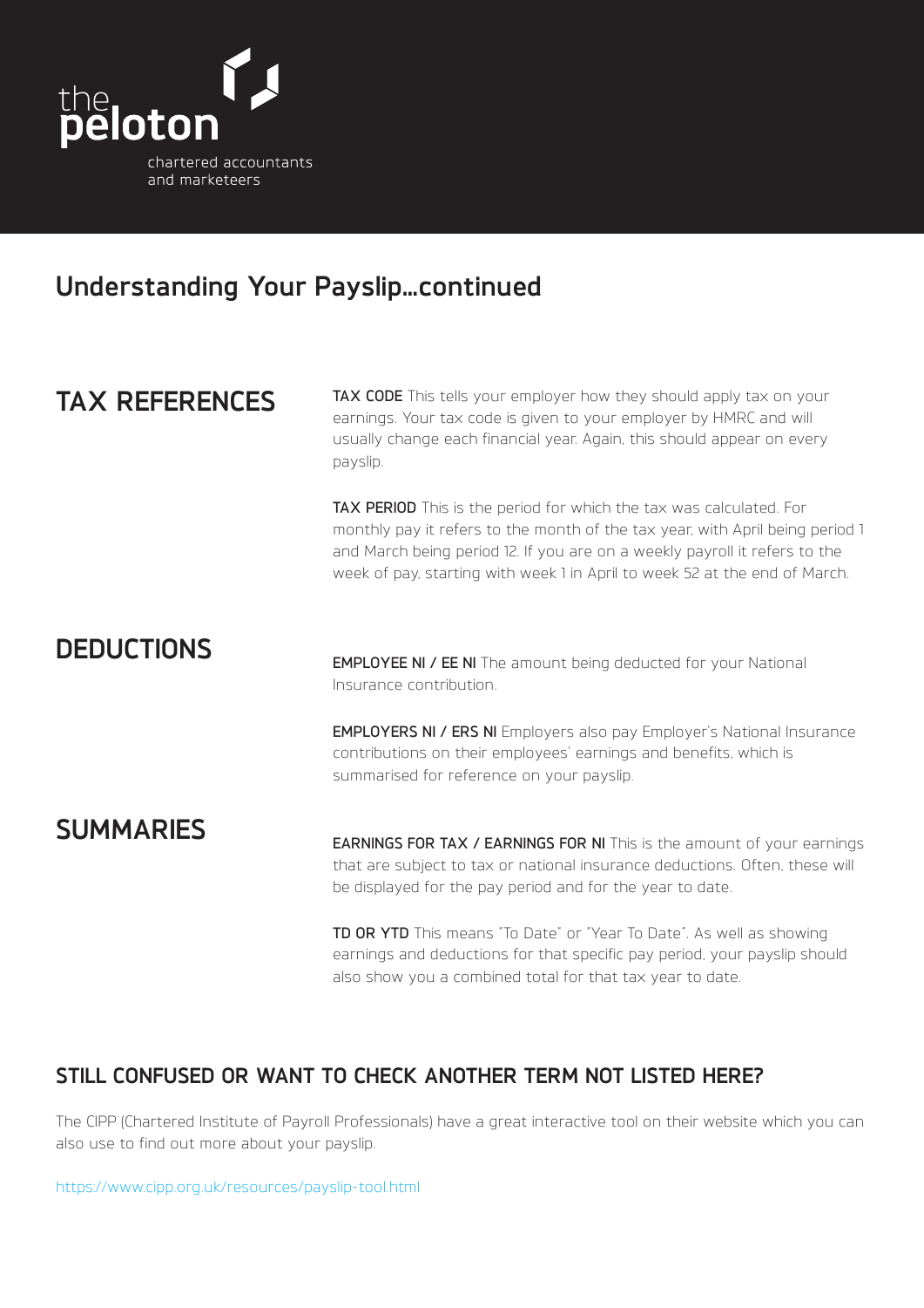the peloton
chartered accountants and marketeers

# Understanding Your Payslip...continued

## TAX REFERENCES

**TAX CODE** This tells your employer how they should apply tax on your earnings. Your tax code is given to your employer by HMRC and will usually change each financial year. Again, this should appear on every payslip.

**TAX PERIOD** This is the period for which the tax was calculated. For monthly pay it refers to the month of the tax year, with April being period 1 and March being period 12. If you are on a weekly payroll it refers to the week of pay, starting with week 1 in April to week 52 at the end of March.

## DEDUCTIONS

**EMPLOYEE NI / EE NI** The amount being deducted for your National Insurance contribution.

**EMPLOYERS NI / ERS NI** Employers also pay Employer's National Insurance contributions on their employees' earnings and benefits, which is summarised for reference on your payslip.

## SUMMARIES

**EARNINGS FOR TAX / EARNINGS FOR NI** This is the amount of your earnings that are subject to tax or national insurance deductions. Often, these will be displayed for the pay period and for the year to date.

**TD OR YTD** This means "To Date" or "Year To Date". As well as showing earnings and deductions for that specific pay period, your payslip should also show you a combined total for that tax year to date.

### STILL CONFUSED OR WANT TO CHECK ANOTHER TERM NOT LISTED HERE?

The CIPP (Chartered Institute of Payroll Professionals) have a great interactive tool on their website which you can also use to find out more about your payslip.

https://www.cipp.org.uk/resources/payslip-tool.html